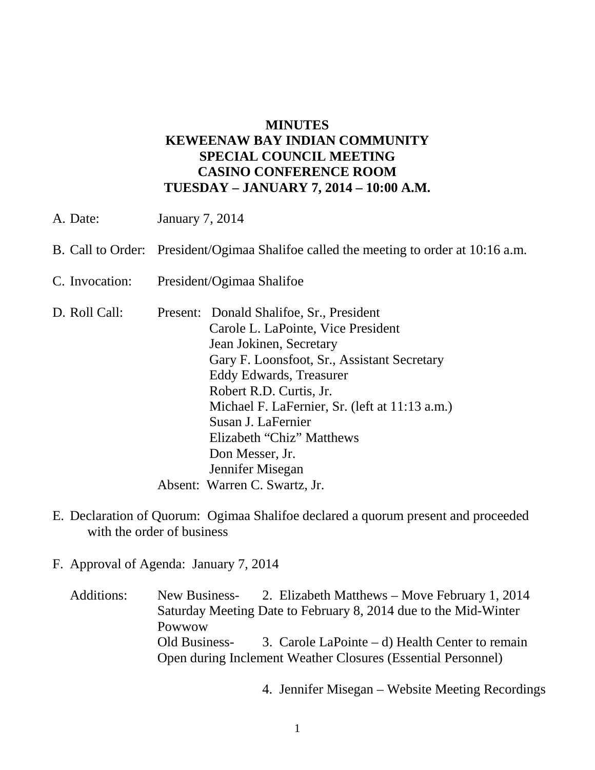**MINUTES**
**KEWEENAW BAY INDIAN COMMUNITY**
**SPECIAL COUNCIL MEETING**
**CASINO CONFERENCE ROOM**
**TUESDAY – JANUARY 7, 2014 – 10:00 A.M.**

A. Date: January 7, 2014

B. Call to Order: President/Ogimaa Shalifoe called the meeting to order at 10:16 a.m.

C. Invocation: President/Ogimaa Shalifoe

D. Roll Call: Present: Donald Shalifoe, Sr., President
Carole L. LaPointe, Vice President
Jean Jokinen, Secretary
Gary F. Loonsfoot, Sr., Assistant Secretary
Eddy Edwards, Treasurer
Robert R.D. Curtis, Jr.
Michael F. LaFernier, Sr. (left at 11:13 a.m.)
Susan J. LaFernier
Elizabeth "Chiz" Matthews
Don Messer, Jr.
Jennifer Misegan
Absent: Warren C. Swartz, Jr.

E. Declaration of Quorum: Ogimaa Shalifoe declared a quorum present and proceeded with the order of business

F. Approval of Agenda: January 7, 2014

Additions: New Business- 2. Elizabeth Matthews – Move February 1, 2014 Saturday Meeting Date to February 8, 2014 due to the Mid-Winter Powwow
Old Business- 3. Carole LaPointe – d) Health Center to remain Open during Inclement Weather Closures (Essential Personnel)

4. Jennifer Misegan – Website Meeting Recordings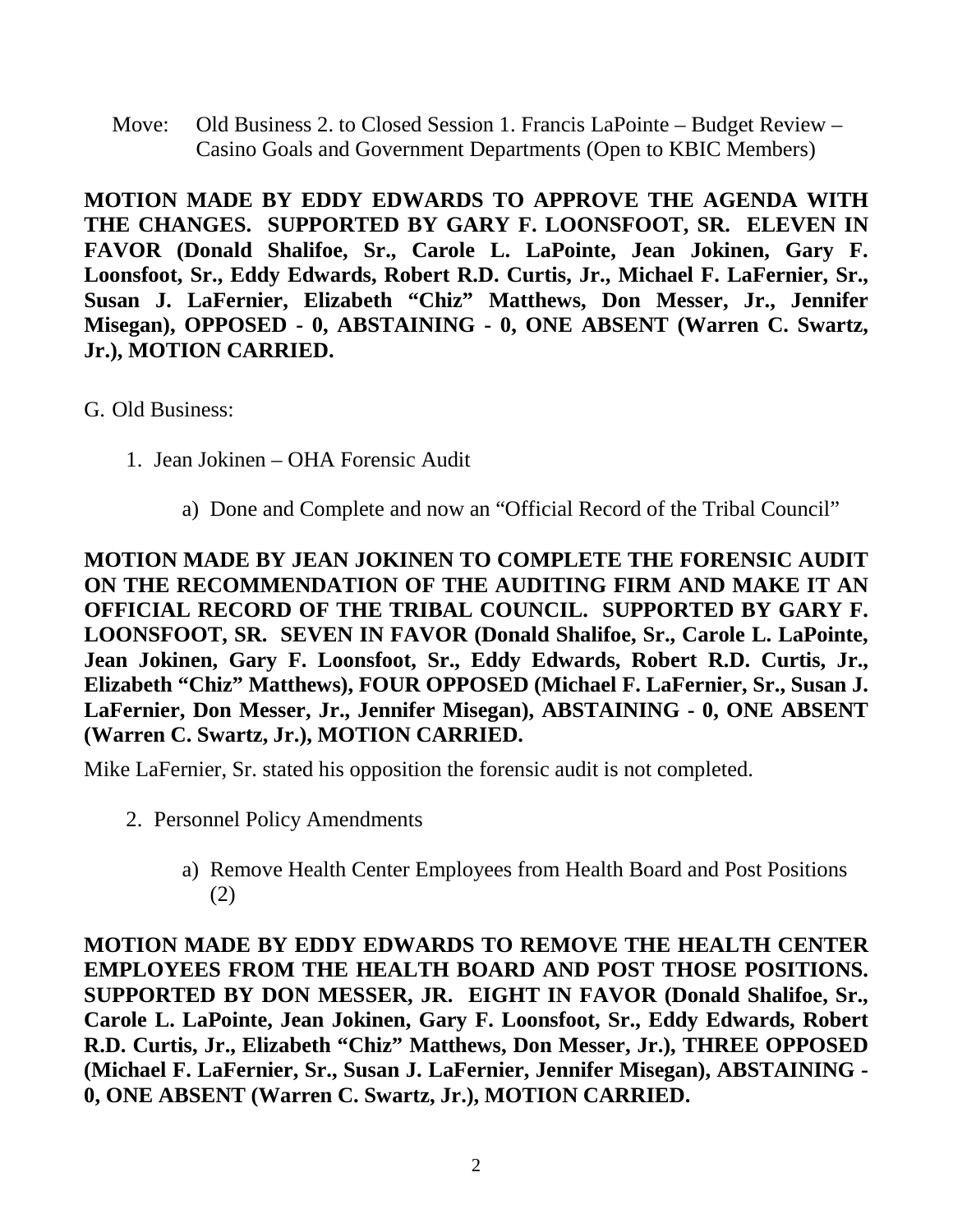Move: Old Business 2. to Closed Session 1. Francis LaPointe – Budget Review – Casino Goals and Government Departments (Open to KBIC Members)

**MOTION MADE BY EDDY EDWARDS TO APPROVE THE AGENDA WITH THE CHANGES. SUPPORTED BY GARY F. LOONSFOOT, SR. ELEVEN IN FAVOR (Donald Shalifoe, Sr., Carole L. LaPointe, Jean Jokinen, Gary F. Loonsfoot, Sr., Eddy Edwards, Robert R.D. Curtis, Jr., Michael F. LaFernier, Sr., Susan J. LaFernier, Elizabeth "Chiz" Matthews, Don Messer, Jr., Jennifer Misegan), OPPOSED - 0, ABSTAINING - 0, ONE ABSENT (Warren C. Swartz, Jr.), MOTION CARRIED.**

G. Old Business:

1. Jean Jokinen – OHA Forensic Audit

    a) Done and Complete and now an "Official Record of the Tribal Council"

**MOTION MADE BY JEAN JOKINEN TO COMPLETE THE FORENSIC AUDIT ON THE RECOMMENDATION OF THE AUDITING FIRM AND MAKE IT AN OFFICIAL RECORD OF THE TRIBAL COUNCIL. SUPPORTED BY GARY F. LOONSFOOT, SR. SEVEN IN FAVOR (Donald Shalifoe, Sr., Carole L. LaPointe, Jean Jokinen, Gary F. Loonsfoot, Sr., Eddy Edwards, Robert R.D. Curtis, Jr., Elizabeth "Chiz" Matthews), FOUR OPPOSED (Michael F. LaFernier, Sr., Susan J. LaFernier, Don Messer, Jr., Jennifer Misegan), ABSTAINING - 0, ONE ABSENT (Warren C. Swartz, Jr.), MOTION CARRIED.**

Mike LaFernier, Sr. stated his opposition the forensic audit is not completed.

2. Personnel Policy Amendments

    a) Remove Health Center Employees from Health Board and Post Positions (2)

**MOTION MADE BY EDDY EDWARDS TO REMOVE THE HEALTH CENTER EMPLOYEES FROM THE HEALTH BOARD AND POST THOSE POSITIONS. SUPPORTED BY DON MESSER, JR. EIGHT IN FAVOR (Donald Shalifoe, Sr., Carole L. LaPointe, Jean Jokinen, Gary F. Loonsfoot, Sr., Eddy Edwards, Robert R.D. Curtis, Jr., Elizabeth "Chiz" Matthews, Don Messer, Jr.), THREE OPPOSED (Michael F. LaFernier, Sr., Susan J. LaFernier, Jennifer Misegan), ABSTAINING - 0, ONE ABSENT (Warren C. Swartz, Jr.), MOTION CARRIED.**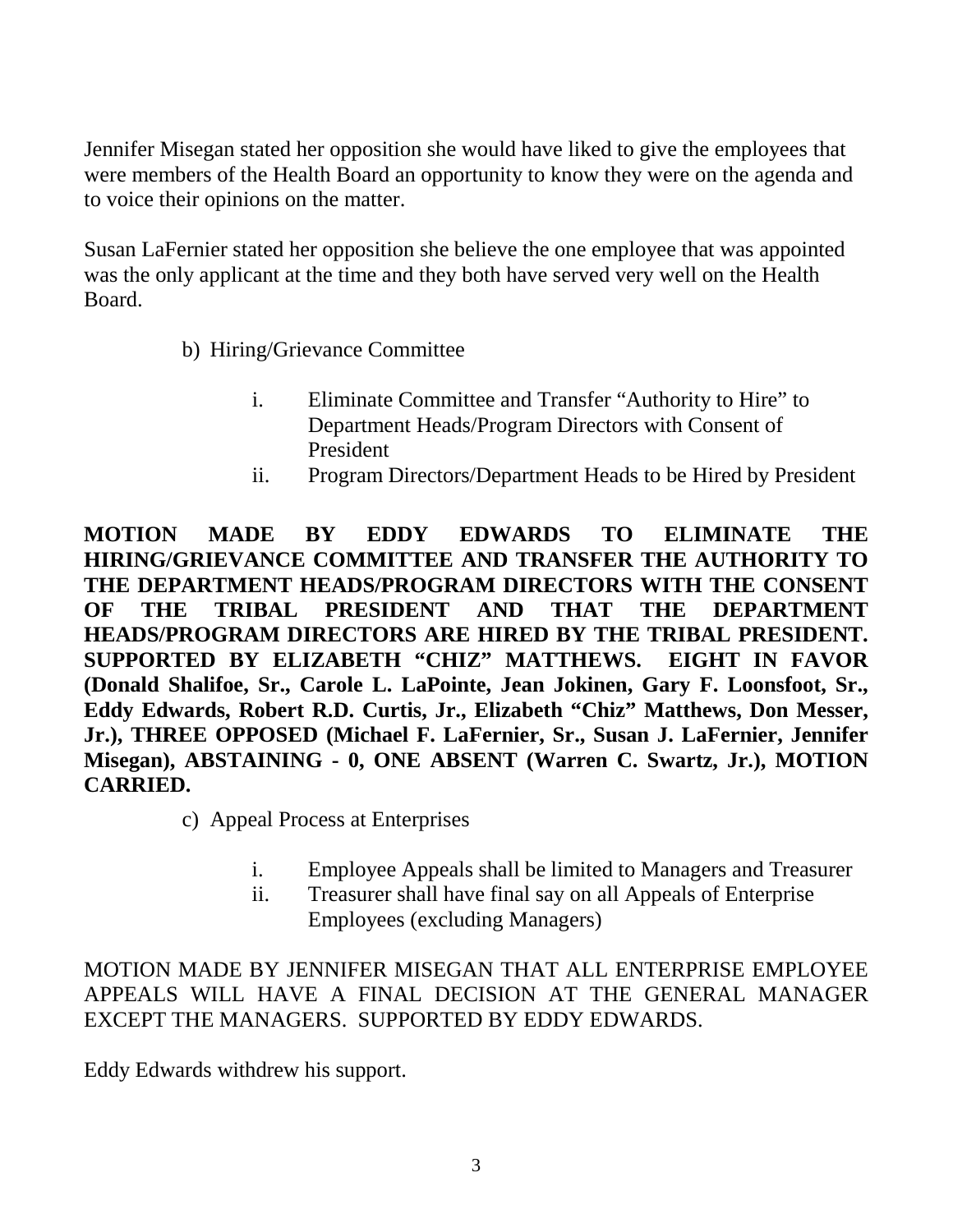Jennifer Misegan stated her opposition she would have liked to give the employees that were members of the Health Board an opportunity to know they were on the agenda and to voice their opinions on the matter.

Susan LaFernier stated her opposition she believe the one employee that was appointed was the only applicant at the time and they both have served very well on the Health Board.

b) Hiring/Grievance Committee

   i. Eliminate Committee and Transfer "Authority to Hire" to Department Heads/Program Directors with Consent of President
   ii. Program Directors/Department Heads to be Hired by President

**MOTION MADE BY EDDY EDWARDS TO ELIMINATE THE HIRING/GRIEVANCE COMMITTEE AND TRANSFER THE AUTHORITY TO THE DEPARTMENT HEADS/PROGRAM DIRECTORS WITH THE CONSENT OF THE TRIBAL PRESIDENT AND THAT THE DEPARTMENT HEADS/PROGRAM DIRECTORS ARE HIRED BY THE TRIBAL PRESIDENT. SUPPORTED BY ELIZABETH "CHIZ" MATTHEWS. EIGHT IN FAVOR (Donald Shalifoe, Sr., Carole L. LaPointe, Jean Jokinen, Gary F. Loonsfoot, Sr., Eddy Edwards, Robert R.D. Curtis, Jr., Elizabeth "Chiz" Matthews, Don Messer, Jr.), THREE OPPOSED (Michael F. LaFernier, Sr., Susan J. LaFernier, Jennifer Misegan), ABSTAINING - 0, ONE ABSENT (Warren C. Swartz, Jr.), MOTION CARRIED.**

c) Appeal Process at Enterprises

   i. Employee Appeals shall be limited to Managers and Treasurer
   ii. Treasurer shall have final say on all Appeals of Enterprise Employees (excluding Managers)

MOTION MADE BY JENNIFER MISEGAN THAT ALL ENTERPRISE EMPLOYEE APPEALS WILL HAVE A FINAL DECISION AT THE GENERAL MANAGER EXCEPT THE MANAGERS. SUPPORTED BY EDDY EDWARDS.

Eddy Edwards withdrew his support.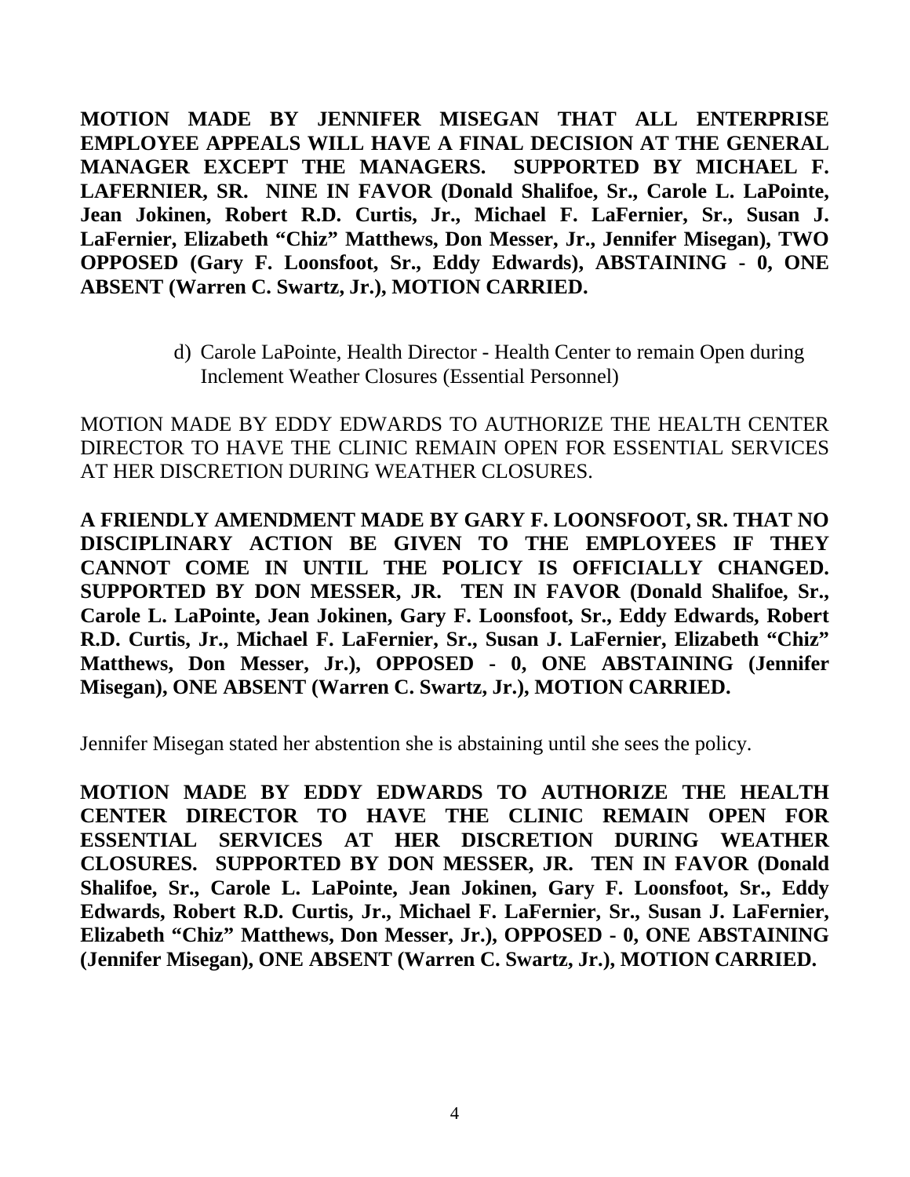**MOTION MADE BY JENNIFER MISEGAN THAT ALL ENTERPRISE EMPLOYEE APPEALS WILL HAVE A FINAL DECISION AT THE GENERAL MANAGER EXCEPT THE MANAGERS. SUPPORTED BY MICHAEL F. LAFERNIER, SR. NINE IN FAVOR (Donald Shalifoe, Sr., Carole L. LaPointe, Jean Jokinen, Robert R.D. Curtis, Jr., Michael F. LaFernier, Sr., Susan J. LaFernier, Elizabeth "Chiz" Matthews, Don Messer, Jr., Jennifer Misegan), TWO OPPOSED (Gary F. Loonsfoot, Sr., Eddy Edwards), ABSTAINING - 0, ONE ABSENT (Warren C. Swartz, Jr.), MOTION CARRIED.**

d) Carole LaPointe, Health Director - Health Center to remain Open during Inclement Weather Closures (Essential Personnel)

MOTION MADE BY EDDY EDWARDS TO AUTHORIZE THE HEALTH CENTER DIRECTOR TO HAVE THE CLINIC REMAIN OPEN FOR ESSENTIAL SERVICES AT HER DISCRETION DURING WEATHER CLOSURES.

**A FRIENDLY AMENDMENT MADE BY GARY F. LOONSFOOT, SR. THAT NO DISCIPLINARY ACTION BE GIVEN TO THE EMPLOYEES IF THEY CANNOT COME IN UNTIL THE POLICY IS OFFICIALLY CHANGED. SUPPORTED BY DON MESSER, JR. TEN IN FAVOR (Donald Shalifoe, Sr., Carole L. LaPointe, Jean Jokinen, Gary F. Loonsfoot, Sr., Eddy Edwards, Robert R.D. Curtis, Jr., Michael F. LaFernier, Sr., Susan J. LaFernier, Elizabeth "Chiz" Matthews, Don Messer, Jr.), OPPOSED - 0, ONE ABSTAINING (Jennifer Misegan), ONE ABSENT (Warren C. Swartz, Jr.), MOTION CARRIED.**

Jennifer Misegan stated her abstention she is abstaining until she sees the policy.

**MOTION MADE BY EDDY EDWARDS TO AUTHORIZE THE HEALTH CENTER DIRECTOR TO HAVE THE CLINIC REMAIN OPEN FOR ESSENTIAL SERVICES AT HER DISCRETION DURING WEATHER CLOSURES. SUPPORTED BY DON MESSER, JR. TEN IN FAVOR (Donald Shalifoe, Sr., Carole L. LaPointe, Jean Jokinen, Gary F. Loonsfoot, Sr., Eddy Edwards, Robert R.D. Curtis, Jr., Michael F. LaFernier, Sr., Susan J. LaFernier, Elizabeth "Chiz" Matthews, Don Messer, Jr.), OPPOSED - 0, ONE ABSTAINING (Jennifer Misegan), ONE ABSENT (Warren C. Swartz, Jr.), MOTION CARRIED.**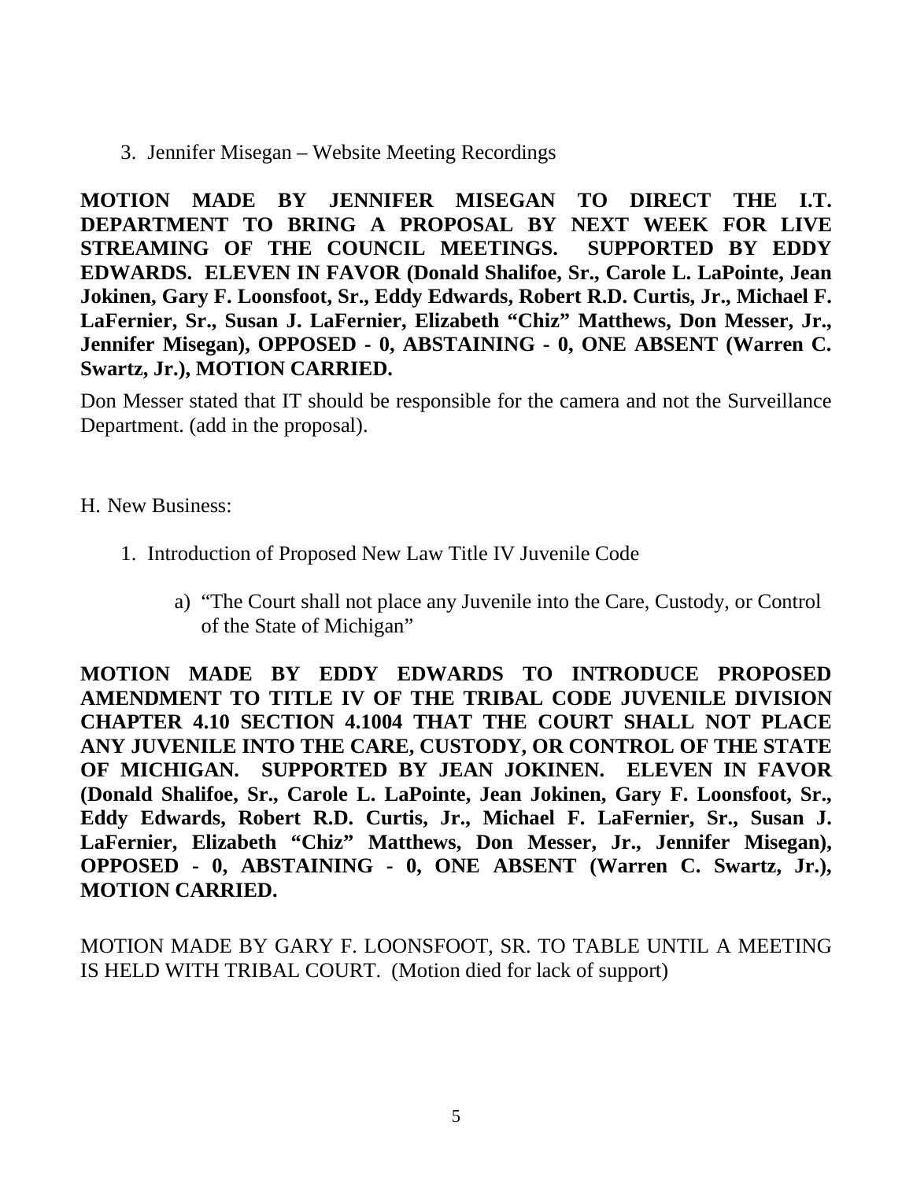3. Jennifer Misegan – Website Meeting Recordings

**MOTION MADE BY JENNIFER MISEGAN TO DIRECT THE I.T. DEPARTMENT TO BRING A PROPOSAL BY NEXT WEEK FOR LIVE STREAMING OF THE COUNCIL MEETINGS. SUPPORTED BY EDDY EDWARDS. ELEVEN IN FAVOR (Donald Shalifoe, Sr., Carole L. LaPointe, Jean Jokinen, Gary F. Loonsfoot, Sr., Eddy Edwards, Robert R.D. Curtis, Jr., Michael F. LaFernier, Sr., Susan J. LaFernier, Elizabeth "Chiz" Matthews, Don Messer, Jr., Jennifer Misegan), OPPOSED - 0, ABSTAINING - 0, ONE ABSENT (Warren C. Swartz, Jr.), MOTION CARRIED.**

Don Messer stated that IT should be responsible for the camera and not the Surveillance Department. (add in the proposal).

H. New Business:

1. Introduction of Proposed New Law Title IV Juvenile Code

   a) "The Court shall not place any Juvenile into the Care, Custody, or Control of the State of Michigan"

**MOTION MADE BY EDDY EDWARDS TO INTRODUCE PROPOSED AMENDMENT TO TITLE IV OF THE TRIBAL CODE JUVENILE DIVISION CHAPTER 4.10 SECTION 4.1004 THAT THE COURT SHALL NOT PLACE ANY JUVENILE INTO THE CARE, CUSTODY, OR CONTROL OF THE STATE OF MICHIGAN. SUPPORTED BY JEAN JOKINEN. ELEVEN IN FAVOR (Donald Shalifoe, Sr., Carole L. LaPointe, Jean Jokinen, Gary F. Loonsfoot, Sr., Eddy Edwards, Robert R.D. Curtis, Jr., Michael F. LaFernier, Sr., Susan J. LaFernier, Elizabeth "Chiz" Matthews, Don Messer, Jr., Jennifer Misegan), OPPOSED - 0, ABSTAINING - 0, ONE ABSENT (Warren C. Swartz, Jr.), MOTION CARRIED.**

MOTION MADE BY GARY F. LOONSFOOT, SR. TO TABLE UNTIL A MEETING IS HELD WITH TRIBAL COURT. (Motion died for lack of support)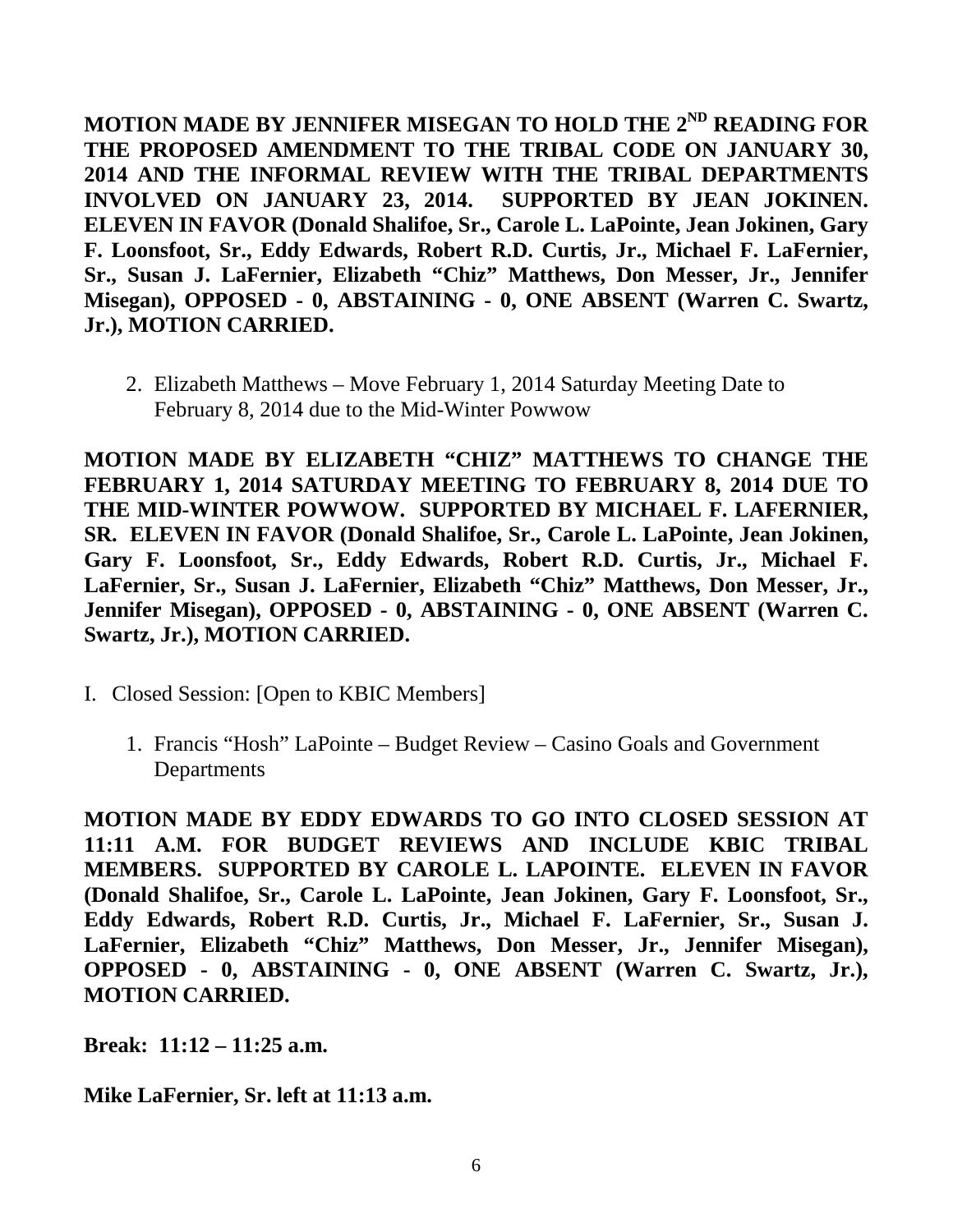**MOTION MADE BY JENNIFER MISEGAN TO HOLD THE 2ND READING FOR THE PROPOSED AMENDMENT TO THE TRIBAL CODE ON JANUARY 30, 2014 AND THE INFORMAL REVIEW WITH THE TRIBAL DEPARTMENTS INVOLVED ON JANUARY 23, 2014. SUPPORTED BY JEAN JOKINEN. ELEVEN IN FAVOR (Donald Shalifoe, Sr., Carole L. LaPointe, Jean Jokinen, Gary F. Loonsfoot, Sr., Eddy Edwards, Robert R.D. Curtis, Jr., Michael F. LaFernier, Sr., Susan J. LaFernier, Elizabeth "Chiz" Matthews, Don Messer, Jr., Jennifer Misegan), OPPOSED - 0, ABSTAINING - 0, ONE ABSENT (Warren C. Swartz, Jr.), MOTION CARRIED.**

2. Elizabeth Matthews – Move February 1, 2014 Saturday Meeting Date to February 8, 2014 due to the Mid-Winter Powwow

**MOTION MADE BY ELIZABETH "CHIZ" MATTHEWS TO CHANGE THE FEBRUARY 1, 2014 SATURDAY MEETING TO FEBRUARY 8, 2014 DUE TO THE MID-WINTER POWWOW. SUPPORTED BY MICHAEL F. LAFERNIER, SR. ELEVEN IN FAVOR (Donald Shalifoe, Sr., Carole L. LaPointe, Jean Jokinen, Gary F. Loonsfoot, Sr., Eddy Edwards, Robert R.D. Curtis, Jr., Michael F. LaFernier, Sr., Susan J. LaFernier, Elizabeth "Chiz" Matthews, Don Messer, Jr., Jennifer Misegan), OPPOSED - 0, ABSTAINING - 0, ONE ABSENT (Warren C. Swartz, Jr.), MOTION CARRIED.**

I. Closed Session: [Open to KBIC Members]

1. Francis "Hosh" LaPointe – Budget Review – Casino Goals and Government Departments

**MOTION MADE BY EDDY EDWARDS TO GO INTO CLOSED SESSION AT 11:11 A.M. FOR BUDGET REVIEWS AND INCLUDE KBIC TRIBAL MEMBERS. SUPPORTED BY CAROLE L. LAPOINTE. ELEVEN IN FAVOR (Donald Shalifoe, Sr., Carole L. LaPointe, Jean Jokinen, Gary F. Loonsfoot, Sr., Eddy Edwards, Robert R.D. Curtis, Jr., Michael F. LaFernier, Sr., Susan J. LaFernier, Elizabeth "Chiz" Matthews, Don Messer, Jr., Jennifer Misegan), OPPOSED - 0, ABSTAINING - 0, ONE ABSENT (Warren C. Swartz, Jr.), MOTION CARRIED.**

**Break: 11:12 – 11:25 a.m.**

**Mike LaFernier, Sr. left at 11:13 a.m.**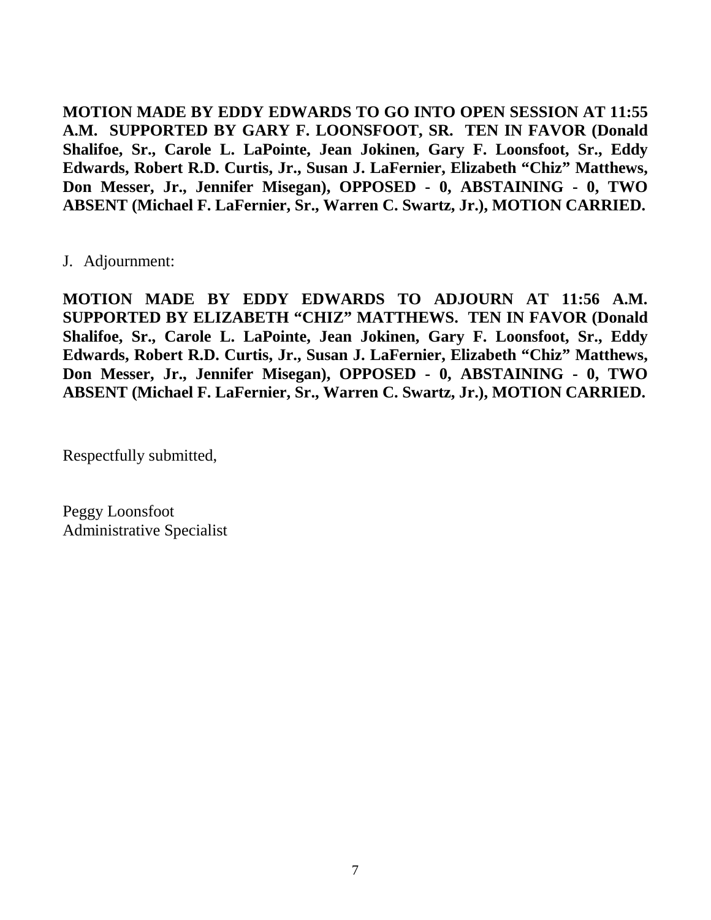**MOTION MADE BY EDDY EDWARDS TO GO INTO OPEN SESSION AT 11:55 A.M. SUPPORTED BY GARY F. LOONSFOOT, SR. TEN IN FAVOR (Donald Shalifoe, Sr., Carole L. LaPointe, Jean Jokinen, Gary F. Loonsfoot, Sr., Eddy Edwards, Robert R.D. Curtis, Jr., Susan J. LaFernier, Elizabeth "Chiz" Matthews, Don Messer, Jr., Jennifer Misegan), OPPOSED - 0, ABSTAINING - 0, TWO ABSENT (Michael F. LaFernier, Sr., Warren C. Swartz, Jr.), MOTION CARRIED.**

J. Adjournment:

**MOTION MADE BY EDDY EDWARDS TO ADJOURN AT 11:56 A.M. SUPPORTED BY ELIZABETH "CHIZ" MATTHEWS. TEN IN FAVOR (Donald Shalifoe, Sr., Carole L. LaPointe, Jean Jokinen, Gary F. Loonsfoot, Sr., Eddy Edwards, Robert R.D. Curtis, Jr., Susan J. LaFernier, Elizabeth "Chiz" Matthews, Don Messer, Jr., Jennifer Misegan), OPPOSED - 0, ABSTAINING - 0, TWO ABSENT (Michael F. LaFernier, Sr., Warren C. Swartz, Jr.), MOTION CARRIED.**

Respectfully submitted,

Peggy Loonsfoot
Administrative Specialist